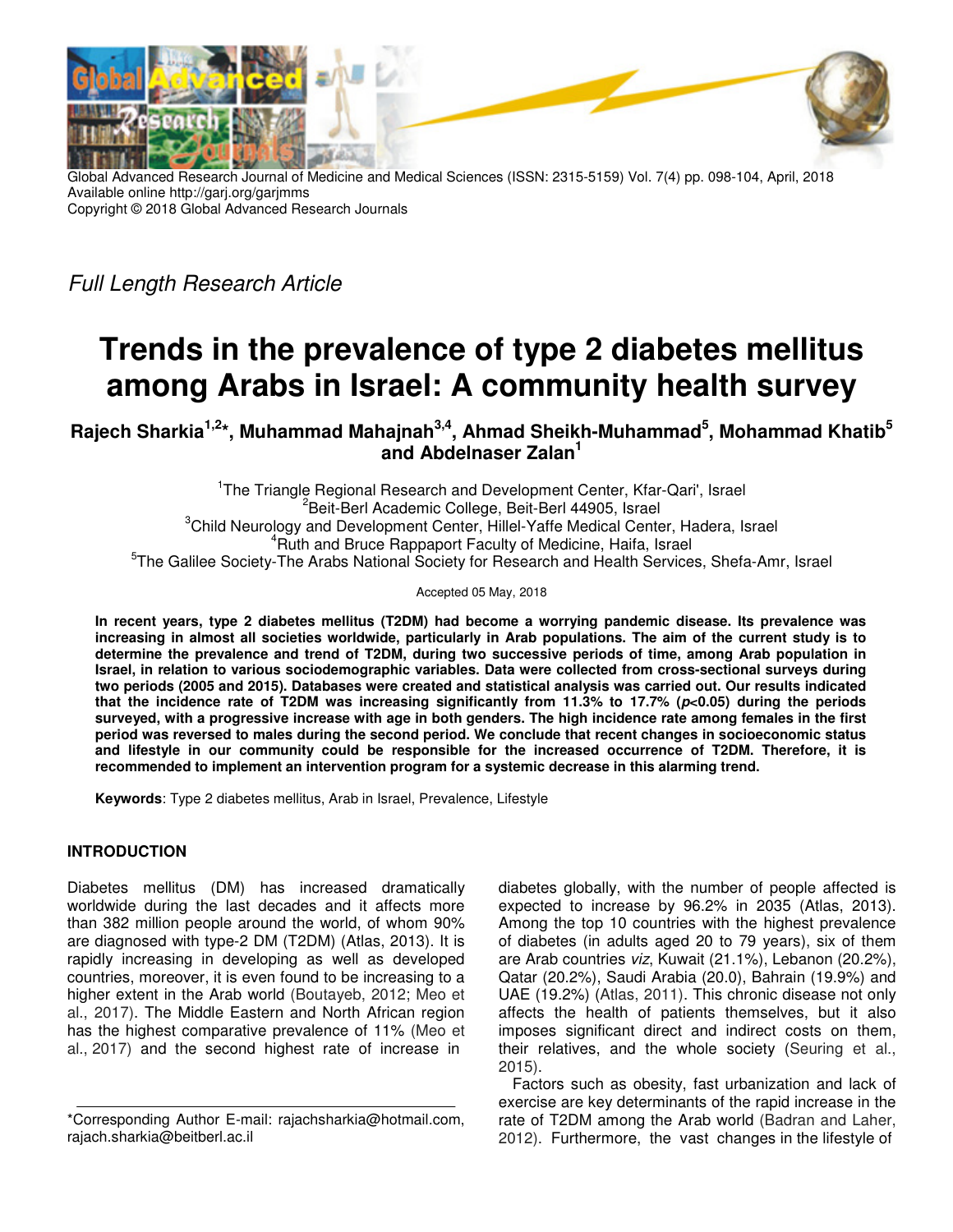Global Advanced Research Journal of Medicine and Medical Sciences (ISSN: 2315-5159) Vol. 7(4) pp. 098-104, April, 2018
Available online http://garj.org/garjmms
Copyright © 2018 Global Advanced Research Journals

*Full Length Research Article*

# Trends in the prevalence of type 2 diabetes mellitus among Arabs in Israel: A community health survey

**Rajech Sharkia[1,2]*, Muhammad Mahajnah[3,4], Ahmad Sheikh-Muhammad[5], Mohammad Khatib[5] and Abdelnaser Zalan[1]**

[1]The Triangle Regional Research and Development Center, Kfar-Qari', Israel
[2]Beit-Berl Academic College, Beit-Berl 44905, Israel
[3]Child Neurology and Development Center, Hillel-Yaffe Medical Center, Hadera, Israel
[4]Ruth and Bruce Rappaport Faculty of Medicine, Haifa, Israel
[5]The Galilee Society-The Arabs National Society for Research and Health Services, Shefa-Amr, Israel

Accepted 05 May, 2018

**In recent years, type 2 diabetes mellitus (T2DM) had become a worrying pandemic disease. Its prevalence was increasing in almost all societies worldwide, particularly in Arab populations. The aim of the current study is to determine the prevalence and trend of T2DM, during two successive periods of time, among Arab population in Israel, in relation to various sociodemographic variables. Data were collected from cross-sectional surveys during two periods (2005 and 2015). Databases were created and statistical analysis was carried out. Our results indicated that the incidence rate of T2DM was increasing significantly from 11.3% to 17.7% ($p$<0.05) during the periods surveyed, with a progressive increase with age in both genders. The high incidence rate among females in the first period was reversed to males during the second period. We conclude that recent changes in socioeconomic status and lifestyle in our community could be responsible for the increased occurrence of T2DM. Therefore, it is recommended to implement an intervention program for a systemic decrease in this alarming trend.**

**Keywords**: Type 2 diabetes mellitus, Arab in Israel, Prevalence, Lifestyle

## INTRODUCTION

Diabetes mellitus (DM) has increased dramatically worldwide during the last decades and it affects more than 382 million people around the world, of whom 90% are diagnosed with type-2 DM (T2DM) (Atlas, 2013). It is rapidly increasing in developing as well as developed countries, moreover, it is even found to be increasing to a higher extent in the Arab world (Boutayeb, 2012; Meo et al., 2017). The Middle Eastern and North African region has the highest comparative prevalence of 11% (Meo et al., 2017) and the second highest rate of increase in diabetes globally, with the number of people affected is expected to increase by 96.2% in 2035 (Atlas, 2013). Among the top 10 countries with the highest prevalence of diabetes (in adults aged 20 to 79 years), six of them are Arab countries *viz*, Kuwait (21.1%), Lebanon (20.2%), Qatar (20.2%), Saudi Arabia (20.0), Bahrain (19.9%) and UAE (19.2%) (Atlas, 2011). This chronic disease not only affects the health of patients themselves, but it also imposes significant direct and indirect costs on them, their relatives, and the whole society (Seuring et al., 2015).

Factors such as obesity, fast urbanization and lack of exercise are key determinants of the rapid increase in the rate of T2DM among the Arab world (Badran and Laher, 2012). Furthermore, the vast changes in the lifestyle of

*Corresponding Author E-mail: rajachsharkia@hotmail.com, rajach.sharkia@beitberl.ac.il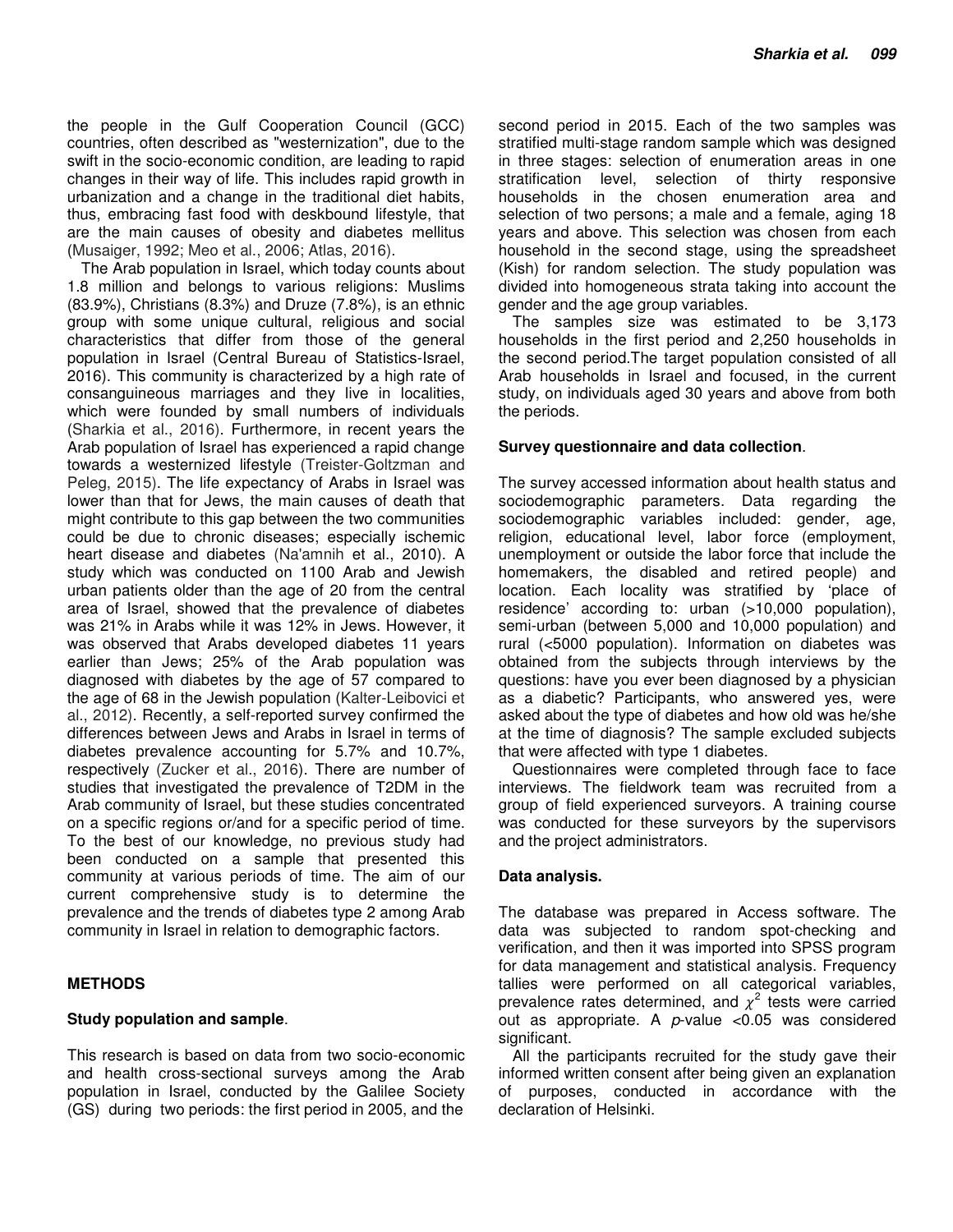the people in the Gulf Cooperation Council (GCC) countries, often described as "westernization", due to the swift in the socio-economic condition, are leading to rapid changes in their way of life. This includes rapid growth in urbanization and a change in the traditional diet habits, thus, embracing fast food with deskbound lifestyle, that are the main causes of obesity and diabetes mellitus (Musaiger, 1992; Meo et al., 2006; Atlas, 2016).

The Arab population in Israel, which today counts about 1.8 million and belongs to various religions: Muslims (83.9%), Christians (8.3%) and Druze (7.8%), is an ethnic group with some unique cultural, religious and social characteristics that differ from those of the general population in Israel (Central Bureau of Statistics-Israel, 2016). This community is characterized by a high rate of consanguineous marriages and they live in localities, which were founded by small numbers of individuals (Sharkia et al., 2016). Furthermore, in recent years the Arab population of Israel has experienced a rapid change towards a westernized lifestyle (Treister-Goltzman and Peleg, 2015). The life expectancy of Arabs in Israel was lower than that for Jews, the main causes of death that might contribute to this gap between the two communities could be due to chronic diseases; especially ischemic heart disease and diabetes (Na'amnih et al., 2010). A study which was conducted on 1100 Arab and Jewish urban patients older than the age of 20 from the central area of Israel, showed that the prevalence of diabetes was 21% in Arabs while it was 12% in Jews. However, it was observed that Arabs developed diabetes 11 years earlier than Jews; 25% of the Arab population was diagnosed with diabetes by the age of 57 compared to the age of 68 in the Jewish population (Kalter-Leibovici et al., 2012). Recently, a self-reported survey confirmed the differences between Jews and Arabs in Israel in terms of diabetes prevalence accounting for 5.7% and 10.7%, respectively (Zucker et al., 2016). There are number of studies that investigated the prevalence of T2DM in the Arab community of Israel, but these studies concentrated on a specific regions or/and for a specific period of time. To the best of our knowledge, no previous study had been conducted on a sample that presented this community at various periods of time. The aim of our current comprehensive study is to determine the prevalence and the trends of diabetes type 2 among Arab community in Israel in relation to demographic factors.

## METHODS

### Study population and sample.

This research is based on data from two socio-economic and health cross-sectional surveys among the Arab population in Israel, conducted by the Galilee Society (GS) during two periods: the first period in 2005, and the second period in 2015. Each of the two samples was stratified multi-stage random sample which was designed in three stages: selection of enumeration areas in one stratification level, selection of thirty responsive households in the chosen enumeration area and selection of two persons; a male and a female, aging 18 years and above. This selection was chosen from each household in the second stage, using the spreadsheet (Kish) for random selection. The study population was divided into homogeneous strata taking into account the gender and the age group variables.

The samples size was estimated to be 3,173 households in the first period and 2,250 households in the second period.The target population consisted of all Arab households in Israel and focused, in the current study, on individuals aged 30 years and above from both the periods.

### Survey questionnaire and data collection.

The survey accessed information about health status and sociodemographic parameters. Data regarding the sociodemographic variables included: gender, age, religion, educational level, labor force (employment, unemployment or outside the labor force that include the homemakers, the disabled and retired people) and location. Each locality was stratified by 'place of residence' according to: urban (>10,000 population), semi-urban (between 5,000 and 10,000 population) and rural (<5000 population). Information on diabetes was obtained from the subjects through interviews by the questions: have you ever been diagnosed by a physician as a diabetic? Participants, who answered yes, were asked about the type of diabetes and how old was he/she at the time of diagnosis? The sample excluded subjects that were affected with type 1 diabetes.

Questionnaires were completed through face to face interviews. The fieldwork team was recruited from a group of field experienced surveyors. A training course was conducted for these surveyors by the supervisors and the project administrators.

### Data analysis.

The database was prepared in Access software. The data was subjected to random spot-checking and verification, and then it was imported into SPSS program for data management and statistical analysis. Frequency tallies were performed on all categorical variables, prevalence rates determined, and $\chi^2$ tests were carried out as appropriate. A $p$-value <0.05 was considered significant.

All the participants recruited for the study gave their informed written consent after being given an explanation of purposes, conducted in accordance with the declaration of Helsinki.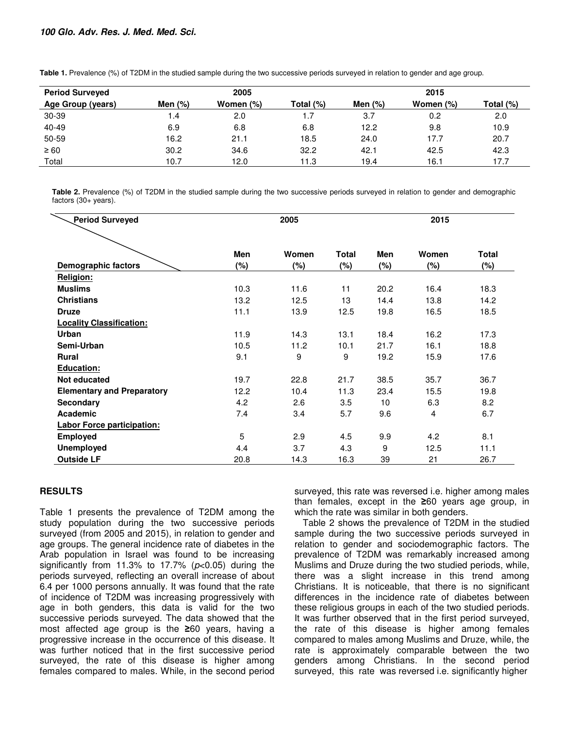**Table 1.** Prevalence (%) of T2DM in the studied sample during the two successive periods surveyed in relation to gender and age group.

| Period Surveyed | 2005 | | | 2015 | | |
|---|---|---|---|---|---|---|
| Age Group (years) | Men (%) | Women (%) | Total (%) | Men (%) | Women (%) | Total (%) |
| 30-39 | 1.4 | 2.0 | 1.7 | 3.7 | 0.2 | 2.0 |
| 40-49 | 6.9 | 6.8 | 6.8 | 12.2 | 9.8 | 10.9 |
| 50-59 | 16.2 | 21.1 | 18.5 | 24.0 | 17.7 | 20.7 |
| ≥ 60 | 30.2 | 34.6 | 32.2 | 42.1 | 42.5 | 42.3 |
| Total | 10.7 | 12.0 | 11.3 | 19.4 | 16.1 | 17.7 |

**Table 2.** Prevalence (%) of T2DM in the studied sample during the two successive periods surveyed in relation to gender and demographic factors (30+ years).

| Period Surveyed / Demographic factors | 2005 Men (%) | 2005 Women (%) | 2005 Total (%) | 2015 Men (%) | 2015 Women (%) | 2015 Total (%) |
|---|---|---|---|---|---|---|
| **Religion:** | | | | | | |
| **Muslims** | 10.3 | 11.6 | 11 | 20.2 | 16.4 | 18.3 |
| **Christians** | 13.2 | 12.5 | 13 | 14.4 | 13.8 | 14.2 |
| **Druze** | 11.1 | 13.9 | 12.5 | 19.8 | 16.5 | 18.5 |
| **Locality Classification:** | | | | | | |
| **Urban** | 11.9 | 14.3 | 13.1 | 18.4 | 16.2 | 17.3 |
| **Semi-Urban** | 10.5 | 11.2 | 10.1 | 21.7 | 16.1 | 18.8 |
| **Rural** | 9.1 | 9 | 9 | 19.2 | 15.9 | 17.6 |
| **Education:** | | | | | | |
| **Not educated** | 19.7 | 22.8 | 21.7 | 38.5 | 35.7 | 36.7 |
| **Elementary and Preparatory** | 12.2 | 10.4 | 11.3 | 23.4 | 15.5 | 19.8 |
| **Secondary** | 4.2 | 2.6 | 3.5 | 10 | 6.3 | 8.2 |
| **Academic** | 7.4 | 3.4 | 5.7 | 9.6 | 4 | 6.7 |
| **Labor Force participation:** | | | | | | |
| **Employed** | 5 | 2.9 | 4.5 | 9.9 | 4.2 | 8.1 |
| **Unemployed** | 4.4 | 3.7 | 4.3 | 9 | 12.5 | 11.1 |
| **Outside LF** | 20.8 | 14.3 | 16.3 | 39 | 21 | 26.7 |

## RESULTS

Table 1 presents the prevalence of T2DM among the study population during the two successive periods surveyed (from 2005 and 2015), in relation to gender and age groups. The general incidence rate of diabetes in the Arab population in Israel was found to be increasing significantly from 11.3% to 17.7% ($p<0.05$) during the periods surveyed, reflecting an overall increase of about 6.4 per 1000 persons annually. It was found that the rate of incidence of T2DM was increasing progressively with age in both genders, this data is valid for the two successive periods surveyed. The data showed that the most affected age group is the **≥**60 years, having a progressive increase in the occurrence of this disease. It was further noticed that in the first successive period surveyed, the rate of this disease is higher among females compared to males. While, in the second period surveyed, this rate was reversed i.e. higher among males than females, except in the **≥**60 years age group, in which the rate was similar in both genders.

Table 2 shows the prevalence of T2DM in the studied sample during the two successive periods surveyed in relation to gender and sociodemographic factors. The prevalence of T2DM was remarkably increased among Muslims and Druze during the two studied periods, while, there was a slight increase in this trend among Christians. It is noticeable, that there is no significant differences in the incidence rate of diabetes between these religious groups in each of the two studied periods. It was further observed that in the first period surveyed, the rate of this disease is higher among females compared to males among Muslims and Druze, while, the rate is approximately comparable between the two genders among Christians. In the second period surveyed, this rate was reversed i.e. significantly higher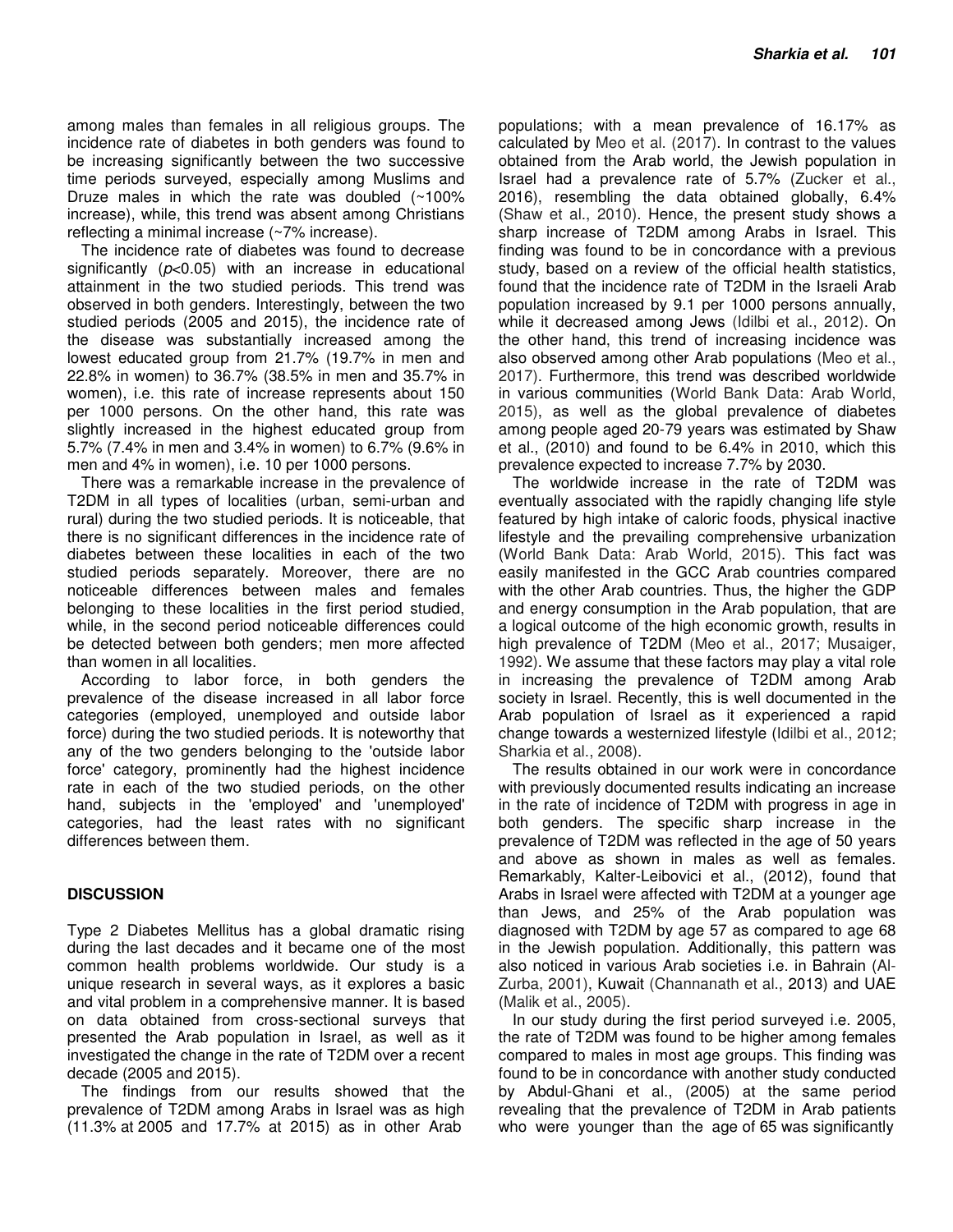among males than females in all religious groups. The incidence rate of diabetes in both genders was found to be increasing significantly between the two successive time periods surveyed, especially among Muslims and Druze males in which the rate was doubled (~100% increase), while, this trend was absent among Christians reflecting a minimal increase (~7% increase).

The incidence rate of diabetes was found to decrease significantly ($p<0.05$) with an increase in educational attainment in the two studied periods. This trend was observed in both genders. Interestingly, between the two studied periods (2005 and 2015), the incidence rate of the disease was substantially increased among the lowest educated group from 21.7% (19.7% in men and 22.8% in women) to 36.7% (38.5% in men and 35.7% in women), i.e. this rate of increase represents about 150 per 1000 persons. On the other hand, this rate was slightly increased in the highest educated group from 5.7% (7.4% in men and 3.4% in women) to 6.7% (9.6% in men and 4% in women), i.e. 10 per 1000 persons.

There was a remarkable increase in the prevalence of T2DM in all types of localities (urban, semi-urban and rural) during the two studied periods. It is noticeable, that there is no significant differences in the incidence rate of diabetes between these localities in each of the two studied periods separately. Moreover, there are no noticeable differences between males and females belonging to these localities in the first period studied, while, in the second period noticeable differences could be detected between both genders; men more affected than women in all localities.

According to labor force, in both genders the prevalence of the disease increased in all labor force categories (employed, unemployed and outside labor force) during the two studied periods. It is noteworthy that any of the two genders belonging to the 'outside labor force' category, prominently had the highest incidence rate in each of the two studied periods, on the other hand, subjects in the 'employed' and 'unemployed' categories, had the least rates with no significant differences between them.

## DISCUSSION

Type 2 Diabetes Mellitus has a global dramatic rising during the last decades and it became one of the most common health problems worldwide. Our study is a unique research in several ways, as it explores a basic and vital problem in a comprehensive manner. It is based on data obtained from cross-sectional surveys that presented the Arab population in Israel, as well as it investigated the change in the rate of T2DM over a recent decade (2005 and 2015).

The findings from our results showed that the prevalence of T2DM among Arabs in Israel was as high (11.3% at 2005 and 17.7% at 2015) as in other Arab populations; with a mean prevalence of 16.17% as calculated by Meo et al. (2017). In contrast to the values obtained from the Arab world, the Jewish population in Israel had a prevalence rate of 5.7% (Zucker et al., 2016), resembling the data obtained globally, 6.4% (Shaw et al., 2010). Hence, the present study shows a sharp increase of T2DM among Arabs in Israel. This finding was found to be in concordance with a previous study, based on a review of the official health statistics, found that the incidence rate of T2DM in the Israeli Arab population increased by 9.1 per 1000 persons annually, while it decreased among Jews (Idilbi et al., 2012). On the other hand, this trend of increasing incidence was also observed among other Arab populations (Meo et al., 2017). Furthermore, this trend was described worldwide in various communities (World Bank Data: Arab World, 2015), as well as the global prevalence of diabetes among people aged 20-79 years was estimated by Shaw et al., (2010) and found to be 6.4% in 2010, which this prevalence expected to increase 7.7% by 2030.

The worldwide increase in the rate of T2DM was eventually associated with the rapidly changing life style featured by high intake of caloric foods, physical inactive lifestyle and the prevailing comprehensive urbanization (World Bank Data: Arab World, 2015). This fact was easily manifested in the GCC Arab countries compared with the other Arab countries. Thus, the higher the GDP and energy consumption in the Arab population, that are a logical outcome of the high economic growth, results in high prevalence of T2DM (Meo et al., 2017; Musaiger, 1992). We assume that these factors may play a vital role in increasing the prevalence of T2DM among Arab society in Israel. Recently, this is well documented in the Arab population of Israel as it experienced a rapid change towards a westernized lifestyle (Idilbi et al., 2012; Sharkia et al., 2008).

The results obtained in our work were in concordance with previously documented results indicating an increase in the rate of incidence of T2DM with progress in age in both genders. The specific sharp increase in the prevalence of T2DM was reflected in the age of 50 years and above as shown in males as well as females. Remarkably, Kalter-Leibovici et al., (2012), found that Arabs in Israel were affected with T2DM at a younger age than Jews, and 25% of the Arab population was diagnosed with T2DM by age 57 as compared to age 68 in the Jewish population. Additionally, this pattern was also noticed in various Arab societies i.e. in Bahrain (Al-Zurba, 2001), Kuwait (Channanath et al., 2013) and UAE (Malik et al., 2005).

In our study during the first period surveyed i.e. 2005, the rate of T2DM was found to be higher among females compared to males in most age groups. This finding was found to be in concordance with another study conducted by Abdul-Ghani et al., (2005) at the same period revealing that the prevalence of T2DM in Arab patients who were younger than the age of 65 was significantly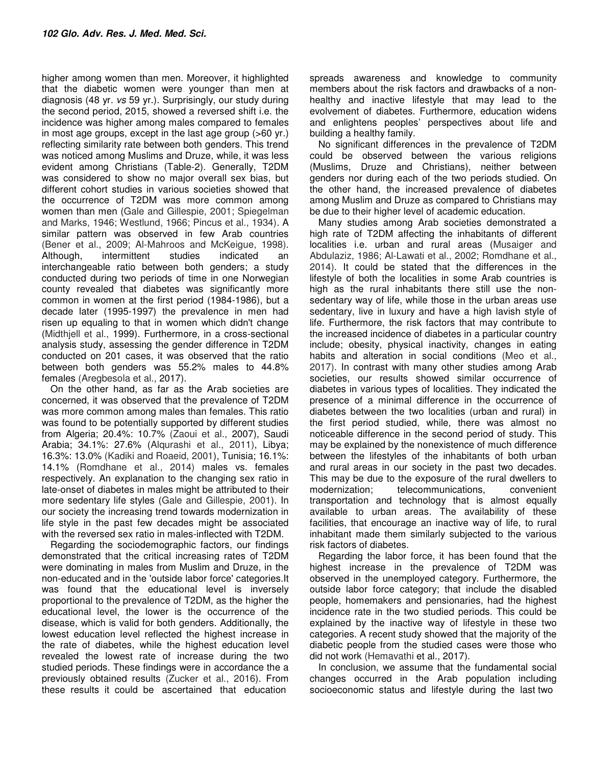higher among women than men. Moreover, it highlighted that the diabetic women were younger than men at diagnosis (48 yr. *vs* 59 yr.). Surprisingly, our study during the second period, 2015, showed a reversed shift i.e. the incidence was higher among males compared to females in most age groups, except in the last age group (>60 yr.) reflecting similarity rate between both genders. This trend was noticed among Muslims and Druze, while, it was less evident among Christians (Table-2). Generally, T2DM was considered to show no major overall sex bias, but different cohort studies in various societies showed that the occurrence of T2DM was more common among women than men (Gale and Gillespie, 2001; Spiegelman and Marks, 1946; Westlund, 1966; Pincus et al., 1934). A similar pattern was observed in few Arab countries (Bener et al., 2009; Al-Mahroos and McKeigue, 1998). Although, intermittent studies indicated an interchangeable ratio between both genders; a study conducted during two periods of time in one Norwegian county revealed that diabetes was significantly more common in women at the first period (1984-1986), but a decade later (1995-1997) the prevalence in men had risen up equaling to that in women which didn't change (Midthjell et al., 1999). Furthermore, in a cross-sectional analysis study, assessing the gender difference in T2DM conducted on 201 cases, it was observed that the ratio between both genders was 55.2% males to 44.8% females (Aregbesola et al., 2017).

On the other hand, as far as the Arab societies are concerned, it was observed that the prevalence of T2DM was more common among males than females. This ratio was found to be potentially supported by different studies from Algeria; 20.4%: 10.7% (Zaoui et al., 2007), Saudi Arabia; 34.1%: 27.6% (Alqurashi et al., 2011), Libya; 16.3%: 13.0% (Kadiki and Roaeid, 2001), Tunisia; 16.1%: 14.1% (Romdhane et al., 2014) males vs. females respectively. An explanation to the changing sex ratio in late-onset of diabetes in males might be attributed to their more sedentary life styles (Gale and Gillespie, 2001). In our society the increasing trend towards modernization in life style in the past few decades might be associated with the reversed sex ratio in males-inflected with T2DM.

Regarding the sociodemographic factors, our findings demonstrated that the critical increasing rates of T2DM were dominating in males from Muslim and Druze, in the non-educated and in the 'outside labor force' categories.It was found that the educational level is inversely proportional to the prevalence of T2DM, as the higher the educational level, the lower is the occurrence of the disease, which is valid for both genders. Additionally, the lowest education level reflected the highest increase in the rate of diabetes, while the highest education level revealed the lowest rate of increase during the two studied periods. These findings were in accordance the a previously obtained results (Zucker et al., 2016). From these results it could be ascertained that education spreads awareness and knowledge to community members about the risk factors and drawbacks of a non-healthy and inactive lifestyle that may lead to the evolvement of diabetes. Furthermore, education widens and enlightens peoples' perspectives about life and building a healthy family.

No significant differences in the prevalence of T2DM could be observed between the various religions (Muslims, Druze and Christians), neither between genders nor during each of the two periods studied. On the other hand, the increased prevalence of diabetes among Muslim and Druze as compared to Christians may be due to their higher level of academic education.

Many studies among Arab societies demonstrated a high rate of T2DM affecting the inhabitants of different localities i.e. urban and rural areas (Musaiger and Abdulaziz, 1986; Al-Lawati et al., 2002; Romdhane et al., 2014). It could be stated that the differences in the lifestyle of both the localities in some Arab countries is high as the rural inhabitants there still use the non-sedentary way of life, while those in the urban areas use sedentary, live in luxury and have a high lavish style of life. Furthermore, the risk factors that may contribute to the increased incidence of diabetes in a particular country include; obesity, physical inactivity, changes in eating habits and alteration in social conditions (Meo et al., 2017). In contrast with many other studies among Arab societies, our results showed similar occurrence of diabetes in various types of localities. They indicated the presence of a minimal difference in the occurrence of diabetes between the two localities (urban and rural) in the first period studied, while, there was almost no noticeable difference in the second period of study. This may be explained by the nonexistence of much difference between the lifestyles of the inhabitants of both urban and rural areas in our society in the past two decades. This may be due to the exposure of the rural dwellers to modernization; telecommunications, convenient transportation and technology that is almost equally available to urban areas. The availability of these facilities, that encourage an inactive way of life, to rural inhabitant made them similarly subjected to the various risk factors of diabetes.

Regarding the labor force, it has been found that the highest increase in the prevalence of T2DM was observed in the unemployed category. Furthermore, the outside labor force category; that include the disabled people, homemakers and pensionaries, had the highest incidence rate in the two studied periods. This could be explained by the inactive way of lifestyle in these two categories. A recent study showed that the majority of the diabetic people from the studied cases were those who did not work (Hemavathi et al., 2017).

In conclusion, we assume that the fundamental social changes occurred in the Arab population including socioeconomic status and lifestyle during the last two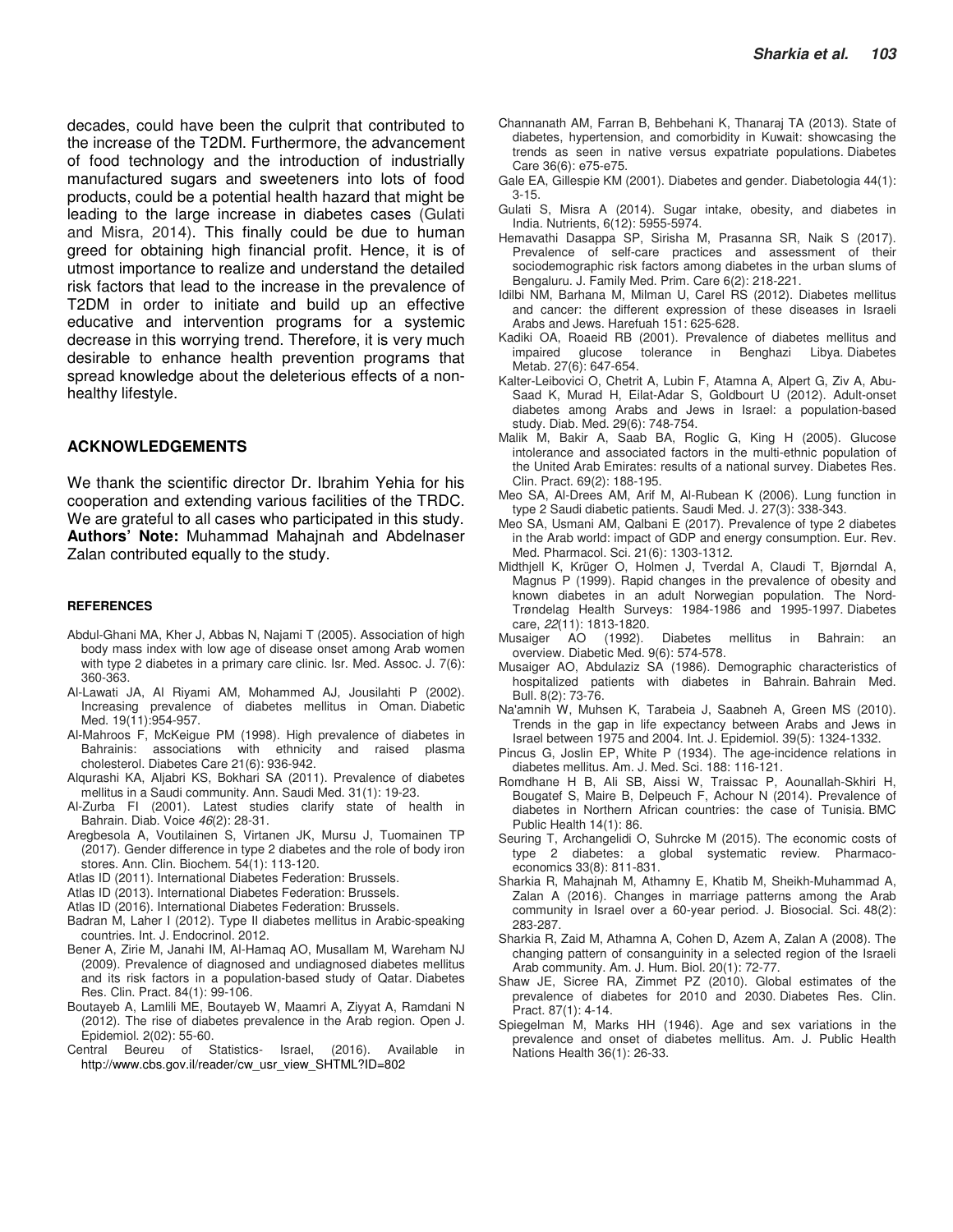decades, could have been the culprit that contributed to the increase of the T2DM. Furthermore, the advancement of food technology and the introduction of industrially manufactured sugars and sweeteners into lots of food products, could be a potential health hazard that might be leading to the large increase in diabetes cases (Gulati and Misra, 2014). This finally could be due to human greed for obtaining high financial profit. Hence, it is of utmost importance to realize and understand the detailed risk factors that lead to the increase in the prevalence of T2DM in order to initiate and build up an effective educative and intervention programs for a systemic decrease in this worrying trend. Therefore, it is very much desirable to enhance health prevention programs that spread knowledge about the deleterious effects of a non-healthy lifestyle.

## ACKNOWLEDGEMENTS

We thank the scientific director Dr. Ibrahim Yehia for his cooperation and extending various facilities of the TRDC. We are grateful to all cases who participated in this study. **Authors' Note:** Muhammad Mahajnah and Abdelnaser Zalan contributed equally to the study.

### REFERENCES

Abdul-Ghani MA, Kher J, Abbas N, Najami T (2005). Association of high body mass index with low age of disease onset among Arab women with type 2 diabetes in a primary care clinic. Isr. Med. Assoc. J. 7(6): 360-363.

Al-Lawati JA, Al Riyami AM, Mohammed AJ, Jousilahti P (2002). Increasing prevalence of diabetes mellitus in Oman. Diabetic Med. 19(11):954-957.

Al-Mahroos F, McKeigue PM (1998). High prevalence of diabetes in Bahrainis: associations with ethnicity and raised plasma cholesterol. Diabetes Care 21(6): 936-942.

Alqurashi KA, Aljabri KS, Bokhari SA (2011). Prevalence of diabetes mellitus in a Saudi community. Ann. Saudi Med. 31(1): 19-23.

Al-Zurba FI (2001). Latest studies clarify state of health in Bahrain. Diab. Voice *46*(2): 28-31.

Aregbesola A, Voutilainen S, Virtanen JK, Mursu J, Tuomainen TP (2017). Gender difference in type 2 diabetes and the role of body iron stores. Ann. Clin. Biochem. 54(1): 113-120.

Atlas ID (2011). International Diabetes Federation: Brussels.

Atlas ID (2013). International Diabetes Federation: Brussels.

Atlas ID (2016). International Diabetes Federation: Brussels.

Badran M, Laher I (2012). Type II diabetes mellitus in Arabic-speaking countries. Int. J. Endocrinol. 2012.

Bener A, Zirie M, Janahi IM, Al-Hamaq AO, Musallam M, Wareham NJ (2009). Prevalence of diagnosed and undiagnosed diabetes mellitus and its risk factors in a population-based study of Qatar. Diabetes Res. Clin. Pract. 84(1): 99-106.

Boutayeb A, Lamlili ME, Boutayeb W, Maamri A, Ziyyat A, Ramdani N (2012). The rise of diabetes prevalence in the Arab region. Open J. Epidemiol. 2(02): 55-60.

Central Beureu of Statistics- Israel, (2016). Available in http://www.cbs.gov.il/reader/cw_usr_view_SHTML?ID=802

Channanath AM, Farran B, Behbehani K, Thanaraj TA (2013). State of diabetes, hypertension, and comorbidity in Kuwait: showcasing the trends as seen in native versus expatriate populations. Diabetes Care 36(6): e75-e75.

Gale EA, Gillespie KM (2001). Diabetes and gender. Diabetologia 44(1): 3-15.

Gulati S, Misra A (2014). Sugar intake, obesity, and diabetes in India. Nutrients, 6(12): 5955-5974.

Hemavathi Dasappa SP, Sirisha M, Prasanna SR, Naik S (2017). Prevalence of self-care practices and assessment of their sociodemographic risk factors among diabetes in the urban slums of Bengaluru. J. Family Med. Prim. Care 6(2): 218-221.

Idilbi NM, Barhana M, Milman U, Carel RS (2012). Diabetes mellitus and cancer: the different expression of these diseases in Israeli Arabs and Jews. Harefuah 151: 625-628.

Kadiki OA, Roaeid RB (2001). Prevalence of diabetes mellitus and impaired glucose tolerance in Benghazi Libya. Diabetes Metab. 27(6): 647-654.

Kalter-Leibovici O, Chetrit A, Lubin F, Atamna A, Alpert G, Ziv A, Abu-Saad K, Murad H, Eilat-Adar S, Goldbourt U (2012). Adult-onset diabetes among Arabs and Jews in Israel: a population-based study. Diab. Med. 29(6): 748-754.

Malik M, Bakir A, Saab BA, Roglic G, King H (2005). Glucose intolerance and associated factors in the multi-ethnic population of the United Arab Emirates: results of a national survey. Diabetes Res. Clin. Pract. 69(2): 188-195.

Meo SA, Al-Drees AM, Arif M, Al-Rubean K (2006). Lung function in type 2 Saudi diabetic patients. Saudi Med. J. 27(3): 338-343.

Meo SA, Usmani AM, Qalbani E (2017). Prevalence of type 2 diabetes in the Arab world: impact of GDP and energy consumption. Eur. Rev. Med. Pharmacol. Sci. 21(6): 1303-1312.

Midthjell K, Krüger O, Holmen J, Tverdal A, Claudi T, Bjørndal A, Magnus P (1999). Rapid changes in the prevalence of obesity and known diabetes in an adult Norwegian population. The Nord-Trøndelag Health Surveys: 1984-1986 and 1995-1997. Diabetes care, *22*(11): 1813-1820.

Musaiger AO (1992). Diabetes mellitus in Bahrain: an overview. Diabetic Med. 9(6): 574-578.

Musaiger AO, Abdulaziz SA (1986). Demographic characteristics of hospitalized patients with diabetes in Bahrain. Bahrain Med. Bull. 8(2): 73-76.

Na'amnih W, Muhsen K, Tarabeia J, Saabneh A, Green MS (2010). Trends in the gap in life expectancy between Arabs and Jews in Israel between 1975 and 2004. Int. J. Epidemiol. 39(5): 1324-1332.

Pincus G, Joslin EP, White P (1934). The age-incidence relations in diabetes mellitus. Am. J. Med. Sci. 188: 116-121.

Romdhane H B, Ali SB, Aissi W, Traissac P, Aounallah-Skhiri H, Bougatef S, Maire B, Delpeuch F, Achour N (2014). Prevalence of diabetes in Northern African countries: the case of Tunisia. BMC Public Health 14(1): 86.

Seuring T, Archangelidi O, Suhrcke M (2015). The economic costs of type 2 diabetes: a global systematic review. Pharmaco-economics 33(8): 811-831.

Sharkia R, Mahajnah M, Athamny E, Khatib M, Sheikh-Muhammad A, Zalan A (2016). Changes in marriage patterns among the Arab community in Israel over a 60-year period. J. Biosocial. Sci. 48(2): 283-287.

Sharkia R, Zaid M, Athamna A, Cohen D, Azem A, Zalan A (2008). The changing pattern of consanguinity in a selected region of the Israeli Arab community. Am. J. Hum. Biol. 20(1): 72-77.

Shaw JE, Sicree RA, Zimmet PZ (2010). Global estimates of the prevalence of diabetes for 2010 and 2030. Diabetes Res. Clin. Pract. 87(1): 4-14.

Spiegelman M, Marks HH (1946). Age and sex variations in the prevalence and onset of diabetes mellitus. Am. J. Public Health Nations Health 36(1): 26-33.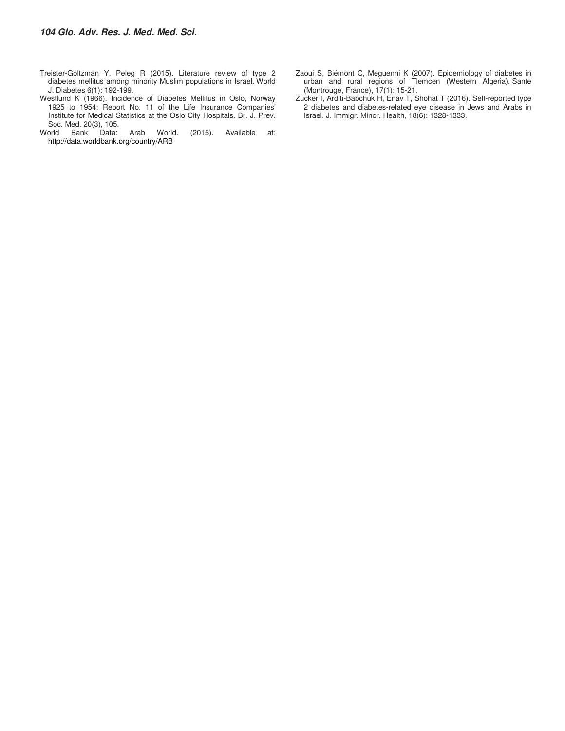Treister-Goltzman Y, Peleg R (2015). Literature review of type 2 diabetes mellitus among minority Muslim populations in Israel. World J. Diabetes 6(1): 192-199.

Westlund K (1966). Incidence of Diabetes Mellitus in Oslo, Norway 1925 to 1954: Report No. 11 of the Life Insurance Companies' Institute for Medical Statistics at the Oslo City Hospitals. Br. J. Prev. Soc. Med. 20(3), 105.

World Bank Data: Arab World. (2015). Available at: http://data.worldbank.org/country/ARB

Zaoui S, Biémont C, Meguenni K (2007). Epidemiology of diabetes in urban and rural regions of Tlemcen (Western Algeria). Sante (Montrouge, France), 17(1): 15-21.

Zucker I, Arditi-Babchuk H, Enav T, Shohat T (2016). Self-reported type 2 diabetes and diabetes-related eye disease in Jews and Arabs in Israel. J. Immigr. Minor. Health, 18(6): 1328-1333.